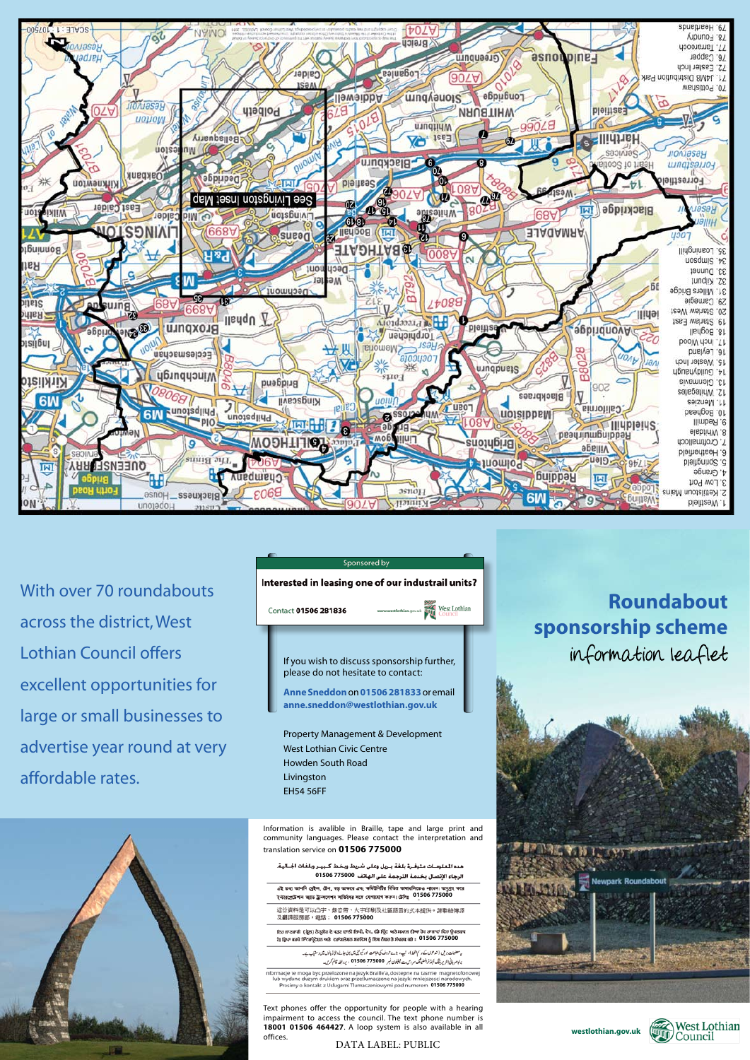# Roundabout sponsorship scheme

information leaflet

With over 70 roundabouts across the district, West Lothian Council offers excellent opportunities for large or small businesses to advertise year round at very affordable rates.

Sponsored by

**Interested in leasing one of our industrial units?**

Contact **01506 281836**

If you wish to discuss sponsorship further, please do not hesitate to contact:

**Anne Sneddon** on **01506 281833** or email **anne.sneddon@westlothian.gov.uk**

Property Management & Development
West Lothian Civic Centre
Howden South Road
Livingston
EH54 56FF

Information is avalible in Braille, tape and large print and community languages. Please contact the interpretation and translation service on **01506 775000**

هذه المعلومات متوفرة بلغة برايل وعلى شريط وبخط كبير وبلغات الجالية. الرجاء الإتصال بخدمة الترجمة على الهاتف 01506 775000

এই তথ্য আপনি ব্রেইল, টেপ, বড় অক্ষরে এবং কমিউনিটির বিভিন্ন ভাষাগুলিতেও পাবেন। অনুগ্রহ করে ইন্টারপ্রেটেশন অ্যান্ড ট্রান্সলেশন সার্ভিসের সঙ্গে যোগাযোগ করুন। টেলিঃ 01506 775000

這份資料是可以凸字、錄音帶、大字體和少數族裔語言版本提供。請聯絡傳譯及翻譯服務部，電話：01506 775000

ਇਹ ਜਾਣਕਾਰੀ (ਬ੍ਰੇਲ) ਨੇਤ੍ਰਹੀਣ ਦੇ ਪੜ੍ਹਣ ਵਾਲੀ ਲਿਪੀ, ਟੇਪ, ਵੱਡੇ ਪ੍ਰਿੰਟ ਅਤੇ ਸਮਾਜ ਦੀਆਂ ਹੋਰ ਭਾਸ਼ਾਵਾਂ ਵਿਚ ਉਪਲਬਧ ਹੈ। ਕ੍ਰਿਪਾ ਕਰਕੇ ਇੰਟਰਪ੍ਰੇਟਿੰਗ ਅਤੇ ਟ੍ਰਾਂਸਲੇਸ਼ਨ ਸਰਵਿਸ ਨੂੰ ਇਸ ਨੰਬਰ ਤੇ ਸੰਪਰਕ ਕਰੋ : 01506 775000

یہ معلومات بریل (اندھوں کے لکھنے پڑھنے کا طریقہ)، ٹیپ، بڑے حروف کی طباعت اور کمیونٹی کی بولی جانے والی زبانوں میں دستیاب ہے۔ براہ مہربانی انٹرپریٹنگ اینڈ ٹرانسلیشن سروس سے ٹیلیفون نمبر 01506 775000 پر رابطہ قائم کریں۔

Informacje te mogą być przełożone na język Braille'a, dostępne na taśmie magnetofonowej lub wydane dużym drukiem oraz przetłumaczone na języki mniejszości narodowych. Prosimy o kontakt z Usługami Tłumaczeniowymi pod numerem 01506 775000

Text phones offer the opportunity for people with a hearing impairment to access the council. The text phone number is **18001 01506 464427**. A loop system is also available in all offices.

DATA LABEL: PUBLIC

westlothian.gov.uk

West Lothian Council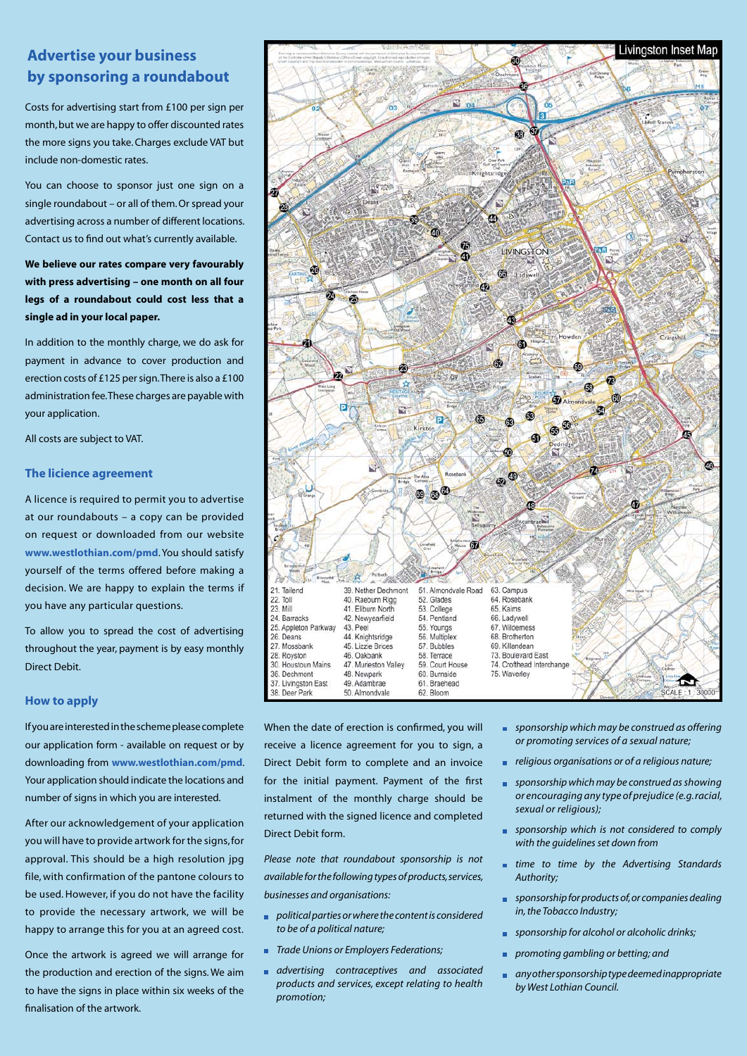## Advertise your business by sponsoring a roundabout

Costs for advertising start from £100 per sign per month, but we are happy to offer discounted rates the more signs you take. Charges exclude VAT but include non-domestic rates.

You can choose to sponsor just one sign on a single roundabout – or all of them. Or spread your advertising across a number of different locations. Contact us to find out what's currently available.

**We believe our rates compare very favourably with press advertising – one month on all four legs of a roundabout could cost less that a single ad in your local paper.**

In addition to the monthly charge, we do ask for payment in advance to cover production and erection costs of £125 per sign. There is also a £100 administration fee. These charges are payable with your application.

All costs are subject to VAT.

### The licence agreement

A licence is required to permit you to advertise at our roundabouts – a copy can be provided on request or downloaded from our website **www.westlothian.com/pmd**. You should satisfy yourself of the terms offered before making a decision. We are happy to explain the terms if you have any particular questions.

To allow you to spread the cost of advertising throughout the year, payment is by easy monthly Direct Debit.

### How to apply

If you are interested in the scheme please complete our application form - available on request or by downloading from **www.westlothian.com/pmd**. Your application should indicate the locations and number of signs in which you are interested.

After our acknowledgement of your application you will have to provide artwork for the signs, for approval. This should be a high resolution jpg file, with confirmation of the pantone colours to be used. However, if you do not have the facility to provide the necessary artwork, we will be happy to arrange this for you at an agreed cost.

Once the artwork is agreed we will arrange for the production and erection of the signs. We aim to have the signs in place within six weeks of the finalisation of the artwork.

Livingston Inset Map

21. Tailend
22. Toll
23. Mill
24. Barracks
25. Appleton Parkway
26. Deans
27. Mossbank
28. Royston
30. Houstoun Mains
36. Dechmont
37. Livingston East
38. Deer Park
39. Nether Dechmont
40. Raeburn Rigg
41. Eliburn North
42. Newyearfield
43. Peel
44. Knightsridge
45. Lizzie Brices
46. Oakbank
47. Murieston Valley
48. Newpark
49. Adambrae
50. Almondvale
51. Almondvale Road
52. Glades
53. College
54. Pentland
55. Youngs
56. Multiplex
57. Bubbles
58. Terrace
59. Court House
60. Burnside
61. Braehead
62. Bloom
63. Campus
64. Rosebank
65. Kaims
66. Ladywell
67. Wilderness
68. Brotherton
69. Killandean
73. Boulevard East
74. Crofthead Interchange
75. Waverley

SCALE : 1 : 30000

When the date of erection is confirmed, you will receive a licence agreement for you to sign, a Direct Debit form to complete and an invoice for the initial payment. Payment of the first instalment of the monthly charge should be returned with the signed licence and completed Direct Debit form.

*Please note that roundabout sponsorship is not available for the following types of products, services, businesses and organisations:*

- *political parties or where the content is considered to be of a political nature;*
- *Trade Unions or Employers Federations;*
- *advertising contraceptives and associated products and services, except relating to health promotion;*
- *sponsorship which may be construed as offering or promoting services of a sexual nature;*
- *religious organisations or of a religious nature;*
- *sponsorship which may be construed as showing or encouraging any type of prejudice (e.g. racial, sexual or religious);*
- *sponsorship which is not considered to comply with the guidelines set down from*
- *time to time by the Advertising Standards Authority;*
- *sponsorship for products of, or companies dealing in, the Tobacco Industry;*
- *sponsorship for alcohol or alcoholic drinks;*
- *promoting gambling or betting; and*
- *any other sponsorship type deemed inappropriate by West Lothian Council.*